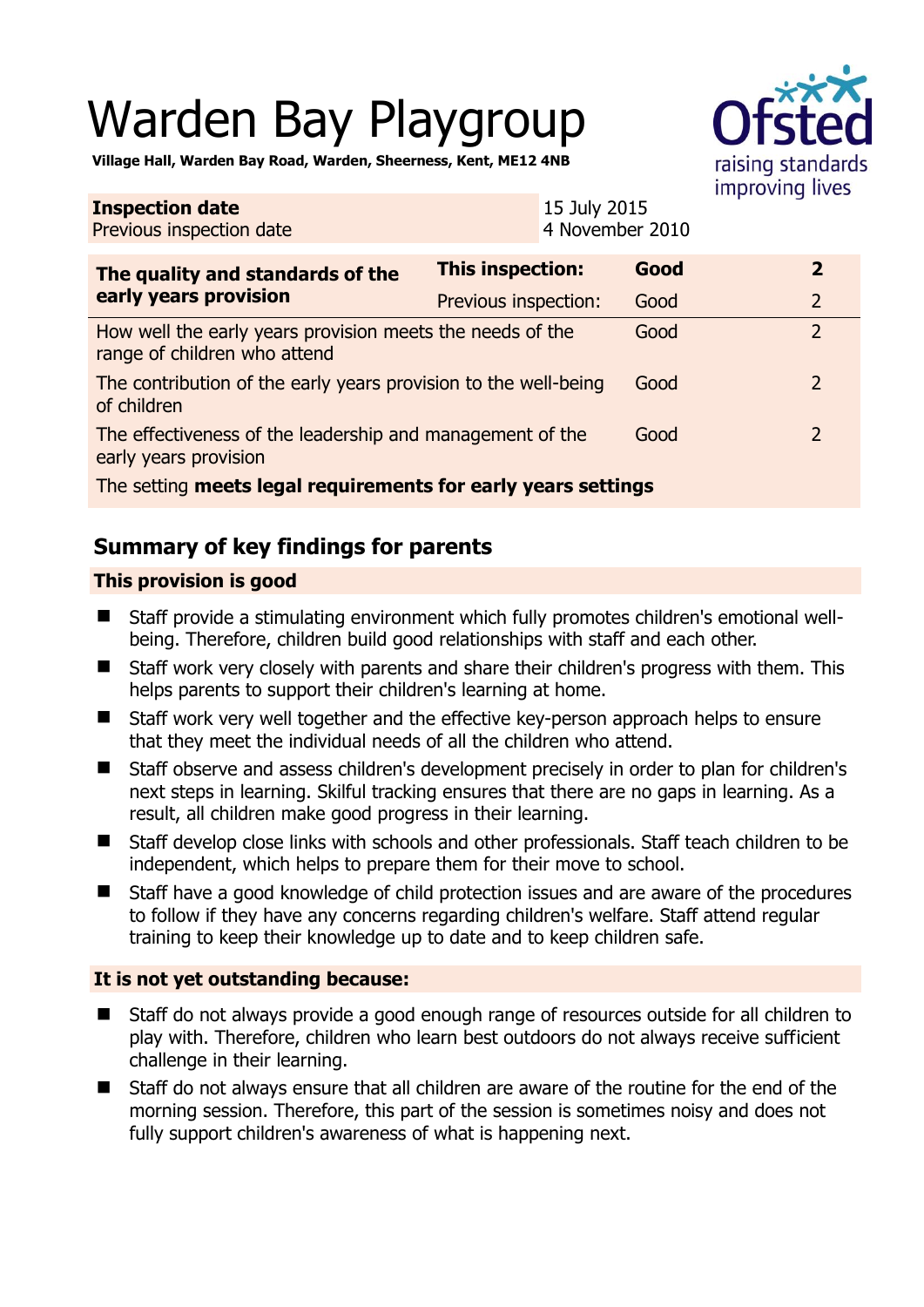# Warden Bay Playgroup

**Village Hall, Warden Bay Road, Warden, Sheerness, Kent, ME12 4NB**

| **Inspection date** | 15 July 2015 |
|---|---|
| Previous inspection date | 4 November 2010 |

| **The quality and standards of the early years provision** | **This inspection:** | **Good** | **2** |
|---|---|---|---|
| | Previous inspection: | Good | 2 |
| How well the early years provision meets the needs of the range of children who attend | | Good | 2 |
| The contribution of the early years provision to the well-being of children | | Good | 2 |
| The effectiveness of the leadership and management of the early years provision | | Good | 2 |
| The setting **meets legal requirements for early years settings** | | | |

## Summary of key findings for parents

### This provision is good

- Staff provide a stimulating environment which fully promotes children's emotional well-being. Therefore, children build good relationships with staff and each other.
- Staff work very closely with parents and share their children's progress with them. This helps parents to support their children's learning at home.
- Staff work very well together and the effective key-person approach helps to ensure that they meet the individual needs of all the children who attend.
- Staff observe and assess children's development precisely in order to plan for children's next steps in learning. Skilful tracking ensures that there are no gaps in learning. As a result, all children make good progress in their learning.
- Staff develop close links with schools and other professionals. Staff teach children to be independent, which helps to prepare them for their move to school.
- Staff have a good knowledge of child protection issues and are aware of the procedures to follow if they have any concerns regarding children's welfare. Staff attend regular training to keep their knowledge up to date and to keep children safe.

### It is not yet outstanding because:

- Staff do not always provide a good enough range of resources outside for all children to play with. Therefore, children who learn best outdoors do not always receive sufficient challenge in their learning.
- Staff do not always ensure that all children are aware of the routine for the end of the morning session. Therefore, this part of the session is sometimes noisy and does not fully support children's awareness of what is happening next.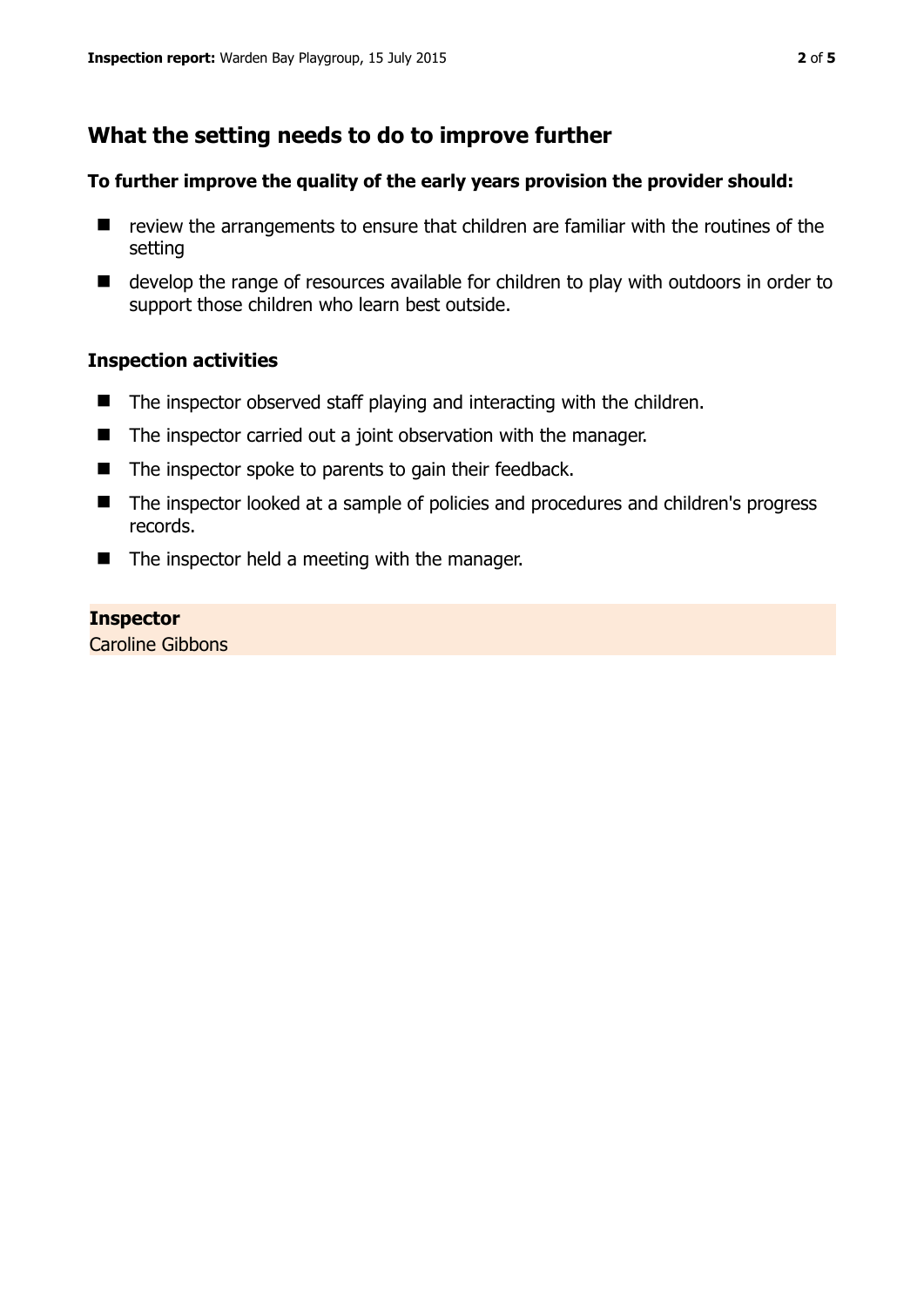## What the setting needs to do to improve further

**To further improve the quality of the early years provision the provider should:**

- review the arrangements to ensure that children are familiar with the routines of the setting
- develop the range of resources available for children to play with outdoors in order to support those children who learn best outside.

### Inspection activities

- The inspector observed staff playing and interacting with the children.
- The inspector carried out a joint observation with the manager.
- The inspector spoke to parents to gain their feedback.
- The inspector looked at a sample of policies and procedures and children's progress records.
- The inspector held a meeting with the manager.

**Inspector**
Caroline Gibbons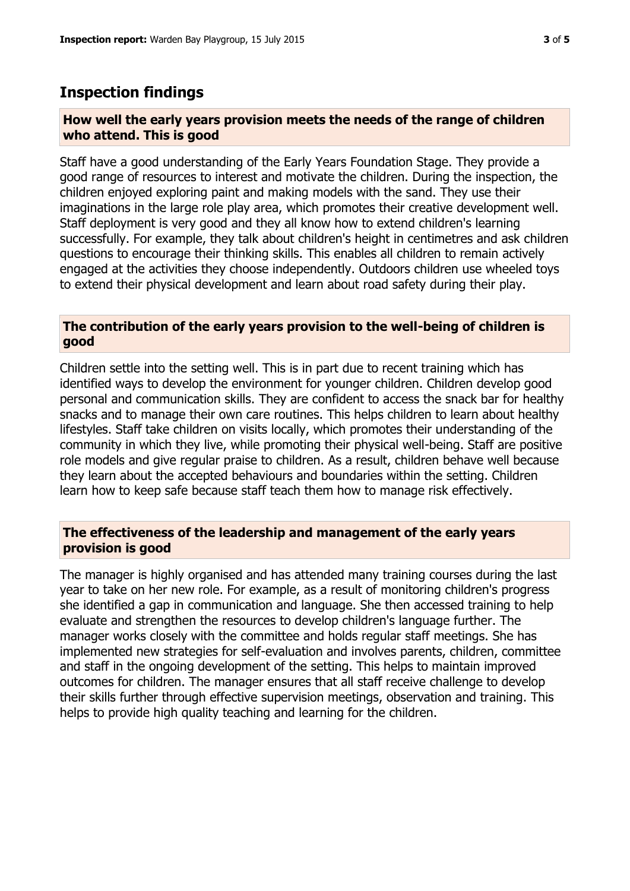## Inspection findings

### How well the early years provision meets the needs of the range of children who attend. This is good

Staff have a good understanding of the Early Years Foundation Stage. They provide a good range of resources to interest and motivate the children. During the inspection, the children enjoyed exploring paint and making models with the sand. They use their imaginations in the large role play area, which promotes their creative development well. Staff deployment is very good and they all know how to extend children's learning successfully. For example, they talk about children's height in centimetres and ask children questions to encourage their thinking skills. This enables all children to remain actively engaged at the activities they choose independently. Outdoors children use wheeled toys to extend their physical development and learn about road safety during their play.

### The contribution of the early years provision to the well-being of children is good

Children settle into the setting well. This is in part due to recent training which has identified ways to develop the environment for younger children. Children develop good personal and communication skills. They are confident to access the snack bar for healthy snacks and to manage their own care routines. This helps children to learn about healthy lifestyles. Staff take children on visits locally, which promotes their understanding of the community in which they live, while promoting their physical well-being. Staff are positive role models and give regular praise to children. As a result, children behave well because they learn about the accepted behaviours and boundaries within the setting. Children learn how to keep safe because staff teach them how to manage risk effectively.

### The effectiveness of the leadership and management of the early years provision is good

The manager is highly organised and has attended many training courses during the last year to take on her new role. For example, as a result of monitoring children's progress she identified a gap in communication and language. She then accessed training to help evaluate and strengthen the resources to develop children's language further. The manager works closely with the committee and holds regular staff meetings. She has implemented new strategies for self-evaluation and involves parents, children, committee and staff in the ongoing development of the setting. This helps to maintain improved outcomes for children. The manager ensures that all staff receive challenge to develop their skills further through effective supervision meetings, observation and training. This helps to provide high quality teaching and learning for the children.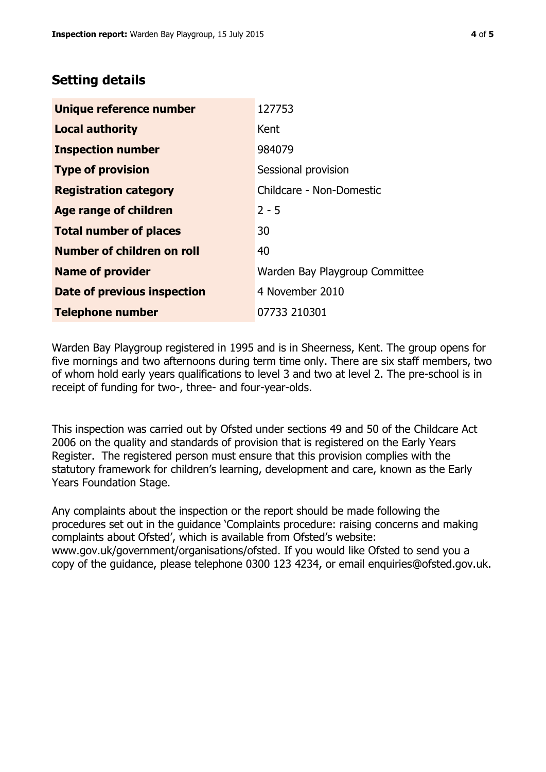## Setting details

| | |
|---|---|
| **Unique reference number** | 127753 |
| **Local authority** | Kent |
| **Inspection number** | 984079 |
| **Type of provision** | Sessional provision |
| **Registration category** | Childcare - Non-Domestic |
| **Age range of children** | 2 - 5 |
| **Total number of places** | 30 |
| **Number of children on roll** | 40 |
| **Name of provider** | Warden Bay Playgroup Committee |
| **Date of previous inspection** | 4 November 2010 |
| **Telephone number** | 07733 210301 |

Warden Bay Playgroup registered in 1995 and is in Sheerness, Kent. The group opens for five mornings and two afternoons during term time only. There are six staff members, two of whom hold early years qualifications to level 3 and two at level 2. The pre-school is in receipt of funding for two-, three- and four-year-olds.

This inspection was carried out by Ofsted under sections 49 and 50 of the Childcare Act 2006 on the quality and standards of provision that is registered on the Early Years Register. The registered person must ensure that this provision complies with the statutory framework for children's learning, development and care, known as the Early Years Foundation Stage.

Any complaints about the inspection or the report should be made following the procedures set out in the guidance 'Complaints procedure: raising concerns and making complaints about Ofsted', which is available from Ofsted's website: www.gov.uk/government/organisations/ofsted. If you would like Ofsted to send you a copy of the guidance, please telephone 0300 123 4234, or email enquiries@ofsted.gov.uk.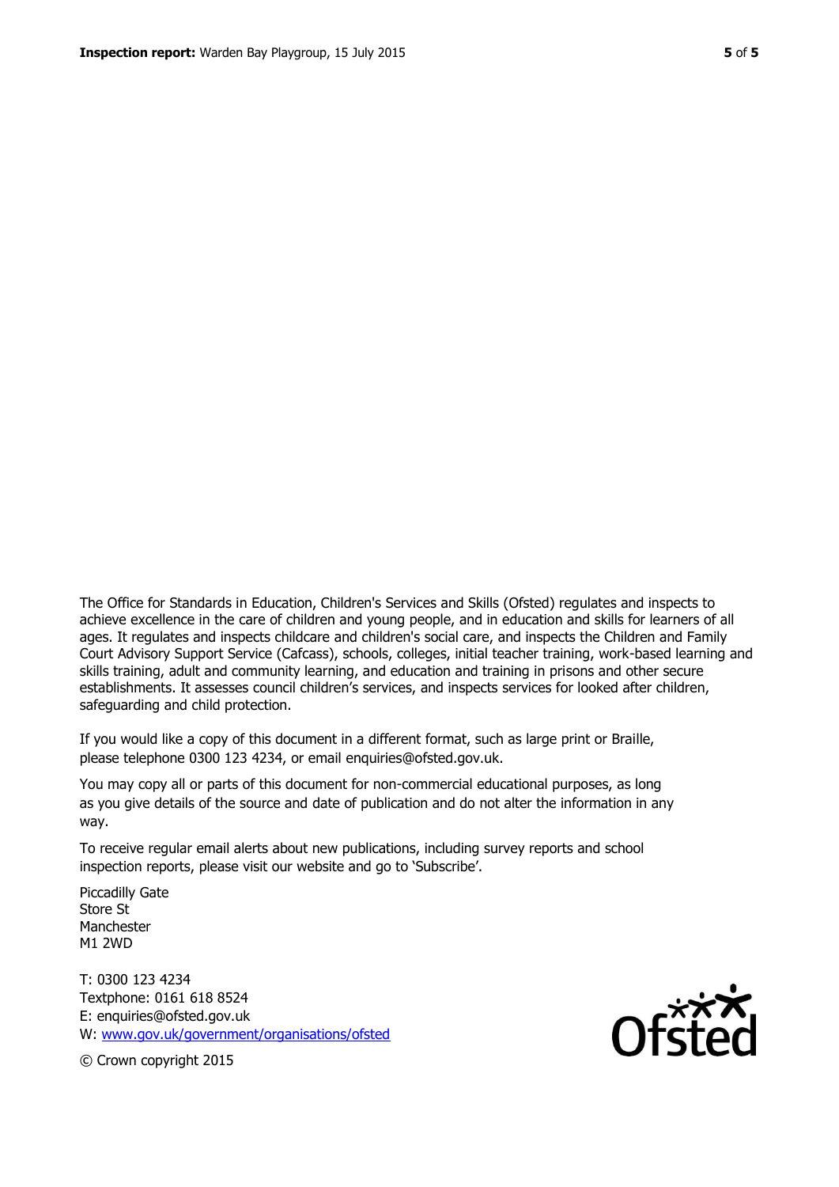The Office for Standards in Education, Children's Services and Skills (Ofsted) regulates and inspects to achieve excellence in the care of children and young people, and in education and skills for learners of all ages. It regulates and inspects childcare and children's social care, and inspects the Children and Family Court Advisory Support Service (Cafcass), schools, colleges, initial teacher training, work-based learning and skills training, adult and community learning, and education and training in prisons and other secure establishments. It assesses council children's services, and inspects services for looked after children, safeguarding and child protection.

If you would like a copy of this document in a different format, such as large print or Braille, please telephone 0300 123 4234, or email enquiries@ofsted.gov.uk.

You may copy all or parts of this document for non-commercial educational purposes, as long as you give details of the source and date of publication and do not alter the information in any way.

To receive regular email alerts about new publications, including survey reports and school inspection reports, please visit our website and go to 'Subscribe'.

Piccadilly Gate
Store St
Manchester
M1 2WD

T: 0300 123 4234
Textphone: 0161 618 8524
E: enquiries@ofsted.gov.uk
W: [www.gov.uk/government/organisations/ofsted](http://www.gov.uk/government/organisations/ofsted)

© Crown copyright 2015

Ofsted